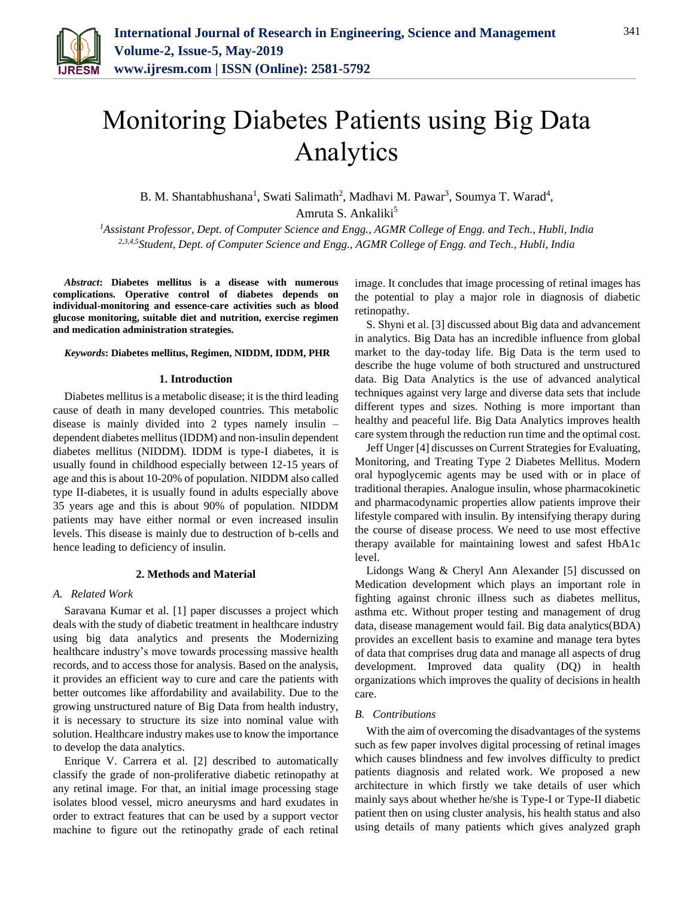# Monitoring Diabetes Patients using Big Data Analytics

B. M. Shantabhushana[1], Swati Salimath[2], Madhavi M. Pawar[3], Soumya T. Warad[4], Amruta S. Ankaliki[5]

[1]*Assistant Professor, Dept. of Computer Science and Engg., AGMR College of Engg. and Tech., Hubli, India*
[2,3,4,5]*Student, Dept. of Computer Science and Engg., AGMR College of Engg. and Tech., Hubli, India*

***Abstract*: Diabetes mellitus is a disease with numerous complications. Operative control of diabetes depends on individual-monitoring and essence-care activities such as blood glucose monitoring, suitable diet and nutrition, exercise regimen and medication administration strategies.**

***Keywords*: Diabetes mellitus, Regimen, NIDDM, IDDM, PHR**

## 1. Introduction

Diabetes mellitus is a metabolic disease; it is the third leading cause of death in many developed countries. This metabolic disease is mainly divided into 2 types namely insulin – dependent diabetes mellitus (IDDM) and non-insulin dependent diabetes mellitus (NIDDM). IDDM is type-I diabetes, it is usually found in childhood especially between 12-15 years of age and this is about 10-20% of population. NIDDM also called type II-diabetes, it is usually found in adults especially above 35 years age and this is about 90% of population. NIDDM patients may have either normal or even increased insulin levels. This disease is mainly due to destruction of b-cells and hence leading to deficiency of insulin.

## 2. Methods and Material

### *A. Related Work*

Saravana Kumar et al. [1] paper discusses a project which deals with the study of diabetic treatment in healthcare industry using big data analytics and presents the Modernizing healthcare industry's move towards processing massive health records, and to access those for analysis. Based on the analysis, it provides an efficient way to cure and care the patients with better outcomes like affordability and availability. Due to the growing unstructured nature of Big Data from health industry, it is necessary to structure its size into nominal value with solution. Healthcare industry makes use to know the importance to develop the data analytics.

Enrique V. Carrera et al. [2] described to automatically classify the grade of non-proliferative diabetic retinopathy at any retinal image. For that, an initial image processing stage isolates blood vessel, micro aneurysms and hard exudates in order to extract features that can be used by a support vector machine to figure out the retinopathy grade of each retinal image. It concludes that image processing of retinal images has the potential to play a major role in diagnosis of diabetic retinopathy.

S. Shyni et al. [3] discussed about Big data and advancement in analytics. Big Data has an incredible influence from global market to the day-today life. Big Data is the term used to describe the huge volume of both structured and unstructured data. Big Data Analytics is the use of advanced analytical techniques against very large and diverse data sets that include different types and sizes. Nothing is more important than healthy and peaceful life. Big Data Analytics improves health care system through the reduction run time and the optimal cost.

Jeff Unger [4] discusses on Current Strategies for Evaluating, Monitoring, and Treating Type 2 Diabetes Mellitus. Modern oral hypoglycemic agents may be used with or in place of traditional therapies. Analogue insulin, whose pharmacokinetic and pharmacodynamic properties allow patients improve their lifestyle compared with insulin. By intensifying therapy during the course of disease process. We need to use most effective therapy available for maintaining lowest and safest HbA1c level.

Lidongs Wang & Cheryl Ann Alexander [5] discussed on Medication development which plays an important role in fighting against chronic illness such as diabetes mellitus, asthma etc. Without proper testing and management of drug data, disease management would fail. Big data analytics(BDA) provides an excellent basis to examine and manage tera bytes of data that comprises drug data and manage all aspects of drug development. Improved data quality (DQ) in health organizations which improves the quality of decisions in health care.

### *B. Contributions*

With the aim of overcoming the disadvantages of the systems such as few paper involves digital processing of retinal images which causes blindness and few involves difficulty to predict patients diagnosis and related work. We proposed a new architecture in which firstly we take details of user which mainly says about whether he/she is Type-I or Type-II diabetic patient then on using cluster analysis, his health status and also using details of many patients which gives analyzed graph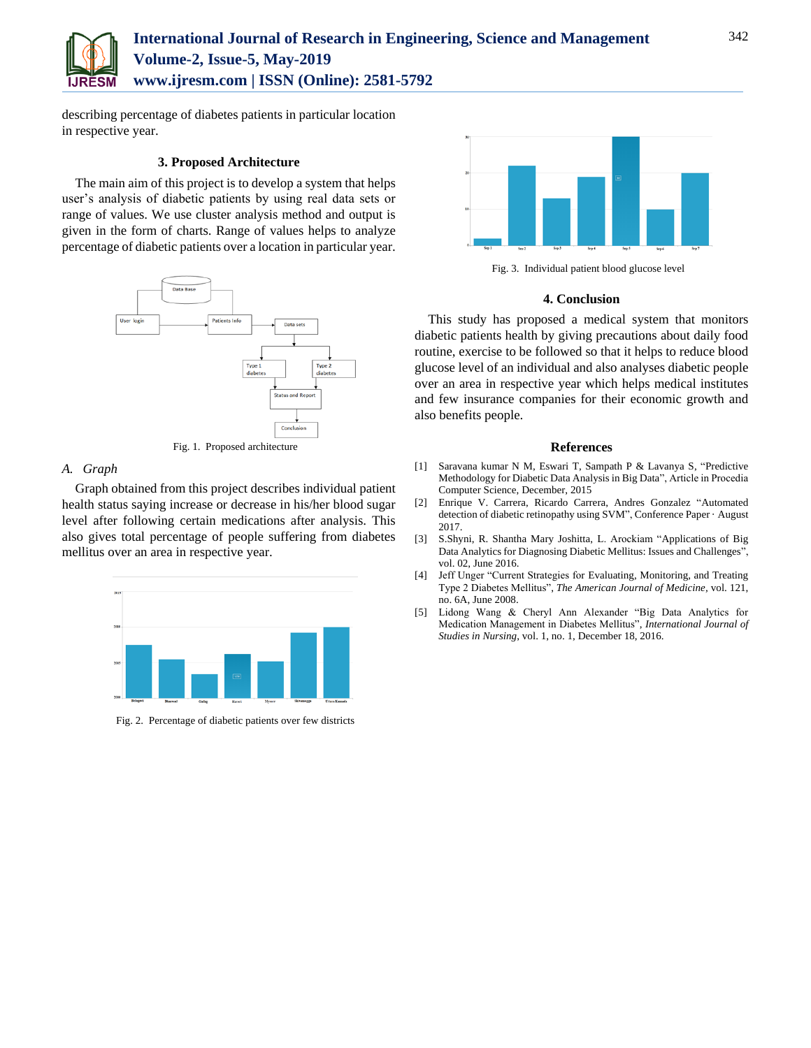describing percentage of diabetes patients in particular location in respective year.

### 3. Proposed Architecture

The main aim of this project is to develop a system that helps user's analysis of diabetic patients by using real data sets or range of values. We use cluster analysis method and output is given in the form of charts. Range of values helps to analyze percentage of diabetic patients over a location in particular year.

Data Base
User login
Patients Info
Data sets
Type 1 diabetes
Type 2 diabetes
Status and Report
Conclusion

Fig. 1. Proposed architecture

#### *A. Graph*

Graph obtained from this project describes individual patient health status saying increase or decrease in his/her blood sugar level after following certain medications after analysis. This also gives total percentage of people suffering from diabetes mellitus over an area in respective year.

2015
2010
2005
2000
Belagavi
Dharwad
Gadag
Haveri
Mysore
Shivamogga
Uttara Kannada

Fig. 2. Percentage of diabetic patients over few districts

30
20
10
0
Sep 1
Sep 2
Sep 3
Sep 4
Sep 5
Sep 6
Sep 7

Fig. 3. Individual patient blood glucose level

### 4. Conclusion

This study has proposed a medical system that monitors diabetic patients health by giving precautions about daily food routine, exercise to be followed so that it helps to reduce blood glucose level of an individual and also analyses diabetic people over an area in respective year which helps medical institutes and few insurance companies for their economic growth and also benefits people.

### References

[1] Saravana kumar N M, Eswari T, Sampath P & Lavanya S, "Predictive Methodology for Diabetic Data Analysis in Big Data", Article in Procedia Computer Science, December, 2015

[2] Enrique V. Carrera, Ricardo Carrera, Andres Gonzalez "Automated detection of diabetic retinopathy using SVM", Conference Paper · August 2017.

[3] S.Shyni, R. Shantha Mary Joshitta, L. Arockiam "Applications of Big Data Analytics for Diagnosing Diabetic Mellitus: Issues and Challenges", vol. 02, June 2016.

[4] Jeff Unger "Current Strategies for Evaluating, Monitoring, and Treating Type 2 Diabetes Mellitus", *The American Journal of Medicine*, vol. 121, no. 6A, June 2008.

[5] Lidong Wang & Cheryl Ann Alexander "Big Data Analytics for Medication Management in Diabetes Mellitus", *International Journal of Studies in Nursing*, vol. 1, no. 1, December 18, 2016.